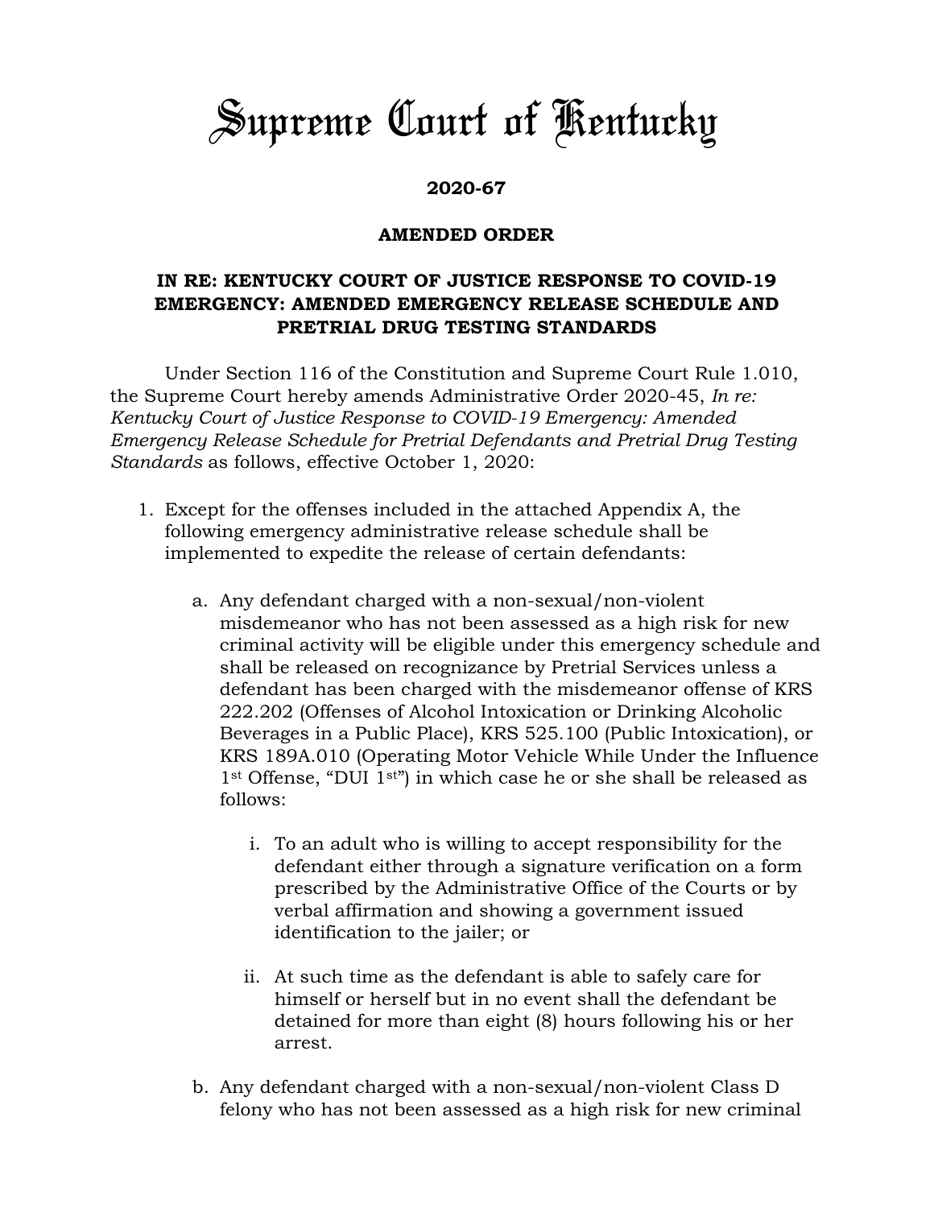# Supreme Court of Kentucky

**2020-67**

**AMENDED ORDER**

**IN RE: KENTUCKY COURT OF JUSTICE RESPONSE TO COVID-19 EMERGENCY: AMENDED EMERGENCY RELEASE SCHEDULE AND PRETRIAL DRUG TESTING STANDARDS**

Under Section 116 of the Constitution and Supreme Court Rule 1.010, the Supreme Court hereby amends Administrative Order 2020-45, *In re: Kentucky Court of Justice Response to COVID-19 Emergency: Amended Emergency Release Schedule for Pretrial Defendants and Pretrial Drug Testing Standards* as follows, effective October 1, 2020:

1. Except for the offenses included in the attached Appendix A, the following emergency administrative release schedule shall be implemented to expedite the release of certain defendants:

    a. Any defendant charged with a non-sexual/non-violent misdemeanor who has not been assessed as a high risk for new criminal activity will be eligible under this emergency schedule and shall be released on recognizance by Pretrial Services unless a defendant has been charged with the misdemeanor offense of KRS 222.202 (Offenses of Alcohol Intoxication or Drinking Alcoholic Beverages in a Public Place), KRS 525.100 (Public Intoxication), or KRS 189A.010 (Operating Motor Vehicle While Under the Influence 1st Offense, "DUI 1st") in which case he or she shall be released as follows:

        i. To an adult who is willing to accept responsibility for the defendant either through a signature verification on a form prescribed by the Administrative Office of the Courts or by verbal affirmation and showing a government issued identification to the jailer; or

        ii. At such time as the defendant is able to safely care for himself or herself but in no event shall the defendant be detained for more than eight (8) hours following his or her arrest.

    b. Any defendant charged with a non-sexual/non-violent Class D felony who has not been assessed as a high risk for new criminal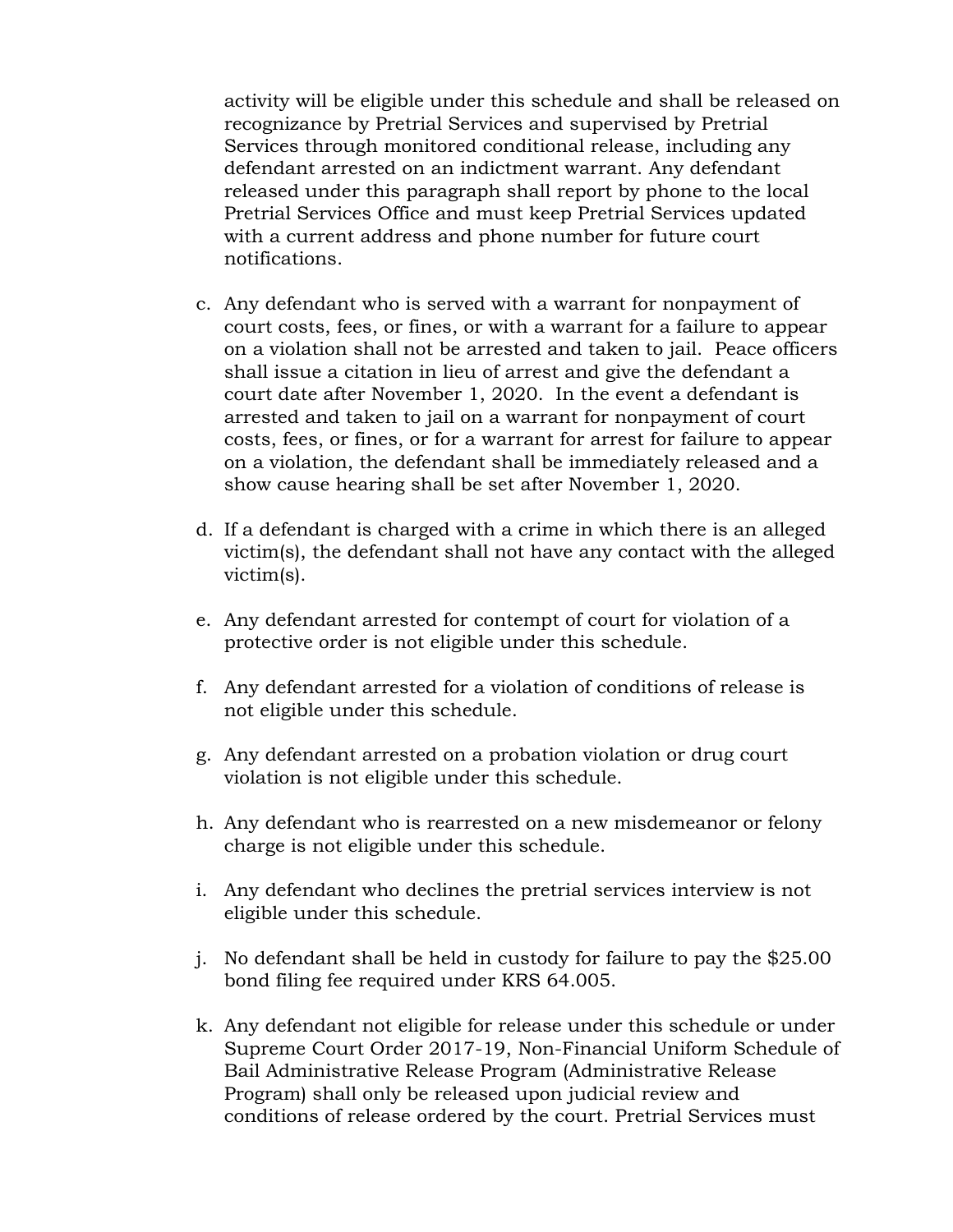activity will be eligible under this schedule and shall be released on recognizance by Pretrial Services and supervised by Pretrial Services through monitored conditional release, including any defendant arrested on an indictment warrant. Any defendant released under this paragraph shall report by phone to the local Pretrial Services Office and must keep Pretrial Services updated with a current address and phone number for future court notifications.

c. Any defendant who is served with a warrant for nonpayment of court costs, fees, or fines, or with a warrant for a failure to appear on a violation shall not be arrested and taken to jail. Peace officers shall issue a citation in lieu of arrest and give the defendant a court date after November 1, 2020. In the event a defendant is arrested and taken to jail on a warrant for nonpayment of court costs, fees, or fines, or for a warrant for arrest for failure to appear on a violation, the defendant shall be immediately released and a show cause hearing shall be set after November 1, 2020.

d. If a defendant is charged with a crime in which there is an alleged victim(s), the defendant shall not have any contact with the alleged victim(s).

e. Any defendant arrested for contempt of court for violation of a protective order is not eligible under this schedule.

f. Any defendant arrested for a violation of conditions of release is not eligible under this schedule.

g. Any defendant arrested on a probation violation or drug court violation is not eligible under this schedule.

h. Any defendant who is rearrested on a new misdemeanor or felony charge is not eligible under this schedule.

i. Any defendant who declines the pretrial services interview is not eligible under this schedule.

j. No defendant shall be held in custody for failure to pay the $25.00 bond filing fee required under KRS 64.005.

k. Any defendant not eligible for release under this schedule or under Supreme Court Order 2017-19, Non-Financial Uniform Schedule of Bail Administrative Release Program (Administrative Release Program) shall only be released upon judicial review and conditions of release ordered by the court. Pretrial Services must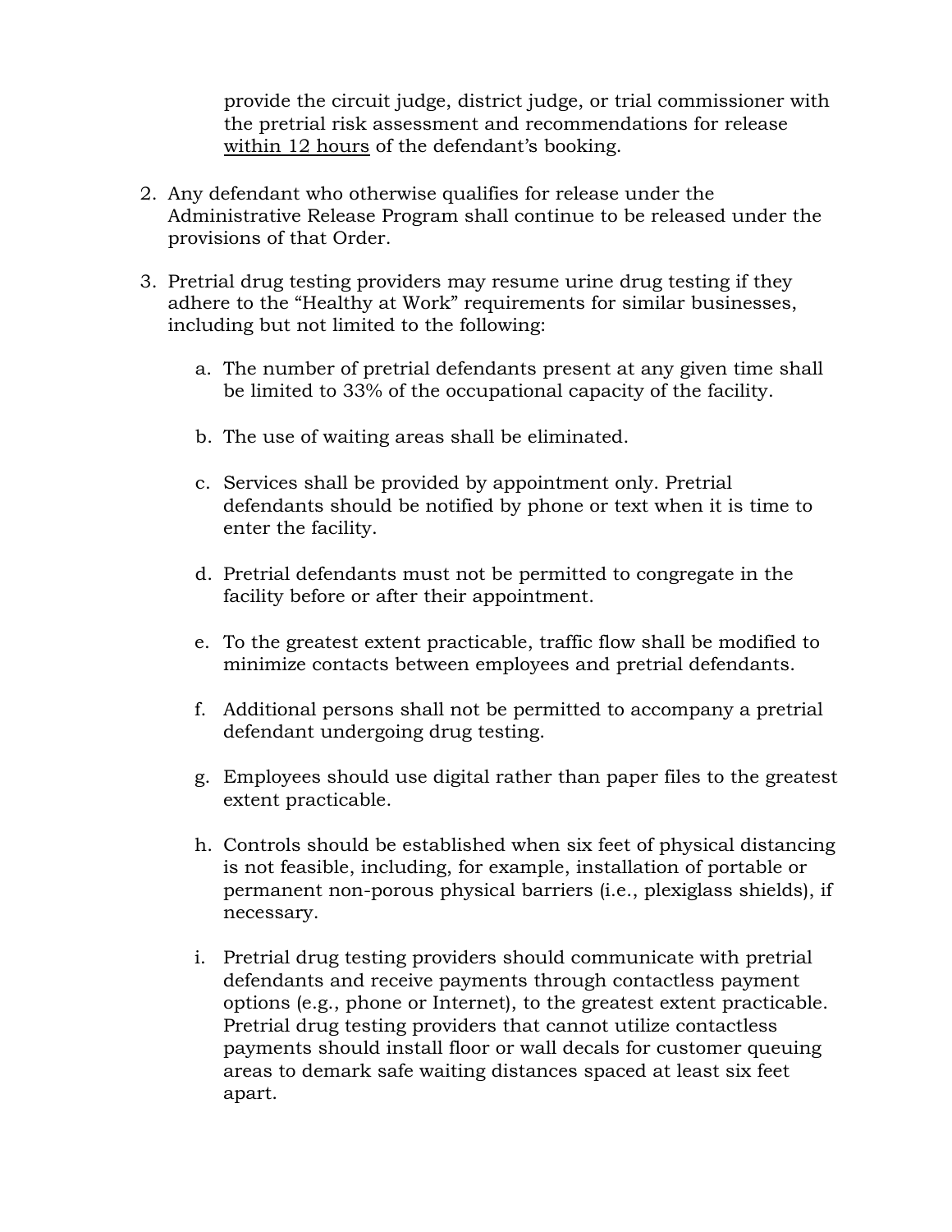provide the circuit judge, district judge, or trial commissioner with the pretrial risk assessment and recommendations for release <u>within 12 hours</u> of the defendant's booking.

2. Any defendant who otherwise qualifies for release under the Administrative Release Program shall continue to be released under the provisions of that Order.

3. Pretrial drug testing providers may resume urine drug testing if they adhere to the "Healthy at Work" requirements for similar businesses, including but not limited to the following:

    a. The number of pretrial defendants present at any given time shall be limited to 33% of the occupational capacity of the facility.

    b. The use of waiting areas shall be eliminated.

    c. Services shall be provided by appointment only. Pretrial defendants should be notified by phone or text when it is time to enter the facility.

    d. Pretrial defendants must not be permitted to congregate in the facility before or after their appointment.

    e. To the greatest extent practicable, traffic flow shall be modified to minimize contacts between employees and pretrial defendants.

    f. Additional persons shall not be permitted to accompany a pretrial defendant undergoing drug testing.

    g. Employees should use digital rather than paper files to the greatest extent practicable.

    h. Controls should be established when six feet of physical distancing is not feasible, including, for example, installation of portable or permanent non-porous physical barriers (i.e., plexiglass shields), if necessary.

    i. Pretrial drug testing providers should communicate with pretrial defendants and receive payments through contactless payment options (e.g., phone or Internet), to the greatest extent practicable. Pretrial drug testing providers that cannot utilize contactless payments should install floor or wall decals for customer queuing areas to demark safe waiting distances spaced at least six feet apart.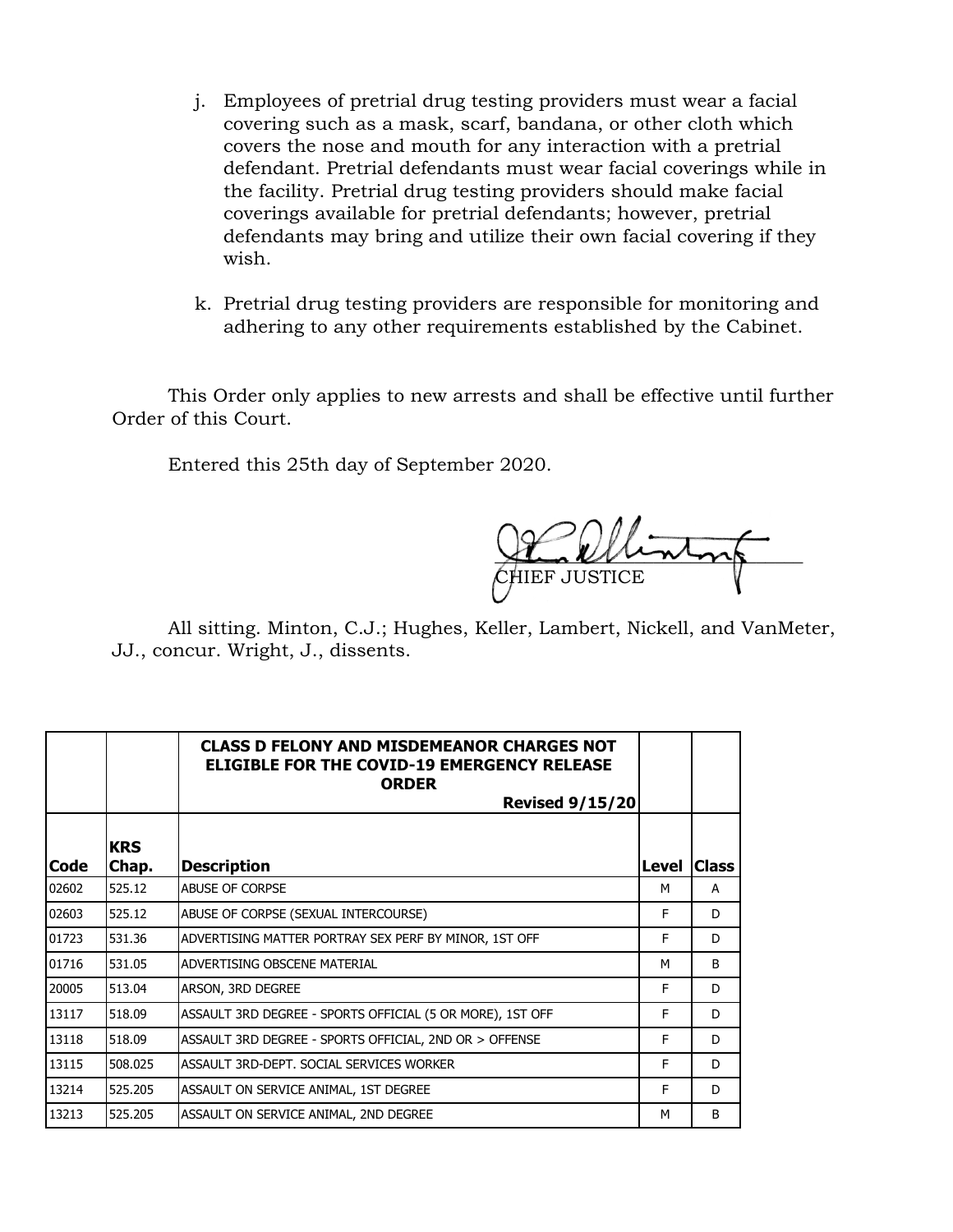j. Employees of pretrial drug testing providers must wear a facial covering such as a mask, scarf, bandana, or other cloth which covers the nose and mouth for any interaction with a pretrial defendant. Pretrial defendants must wear facial coverings while in the facility. Pretrial drug testing providers should make facial coverings available for pretrial defendants; however, pretrial defendants may bring and utilize their own facial covering if they wish.

k. Pretrial drug testing providers are responsible for monitoring and adhering to any other requirements established by the Cabinet.

This Order only applies to new arrests and shall be effective until further Order of this Court.

Entered this 25th day of September 2020.

CHIEF JUSTICE

All sitting. Minton, C.J.; Hughes, Keller, Lambert, Nickell, and VanMeter, JJ., concur. Wright, J., dissents.

| | | **CLASS D FELONY AND MISDEMEANOR CHARGES NOT ELIGIBLE FOR THE COVID-19 EMERGENCY RELEASE ORDER** **Revised 9/15/20** | | |
|---|---|---|---|---|
| **Code** | **KRS Chap.** | **Description** | **Level** | **Class** |
| 02602 | 525.12 | ABUSE OF CORPSE | M | A |
| 02603 | 525.12 | ABUSE OF CORPSE (SEXUAL INTERCOURSE) | F | D |
| 01723 | 531.36 | ADVERTISING MATTER PORTRAY SEX PERF BY MINOR, 1ST OFF | F | D |
| 01716 | 531.05 | ADVERTISING OBSCENE MATERIAL | M | B |
| 20005 | 513.04 | ARSON, 3RD DEGREE | F | D |
| 13117 | 518.09 | ASSAULT 3RD DEGREE - SPORTS OFFICIAL (5 OR MORE), 1ST OFF | F | D |
| 13118 | 518.09 | ASSAULT 3RD DEGREE - SPORTS OFFICIAL, 2ND OR > OFFENSE | F | D |
| 13115 | 508.025 | ASSAULT 3RD-DEPT. SOCIAL SERVICES WORKER | F | D |
| 13214 | 525.205 | ASSAULT ON SERVICE ANIMAL, 1ST DEGREE | F | D |
| 13213 | 525.205 | ASSAULT ON SERVICE ANIMAL, 2ND DEGREE | M | B |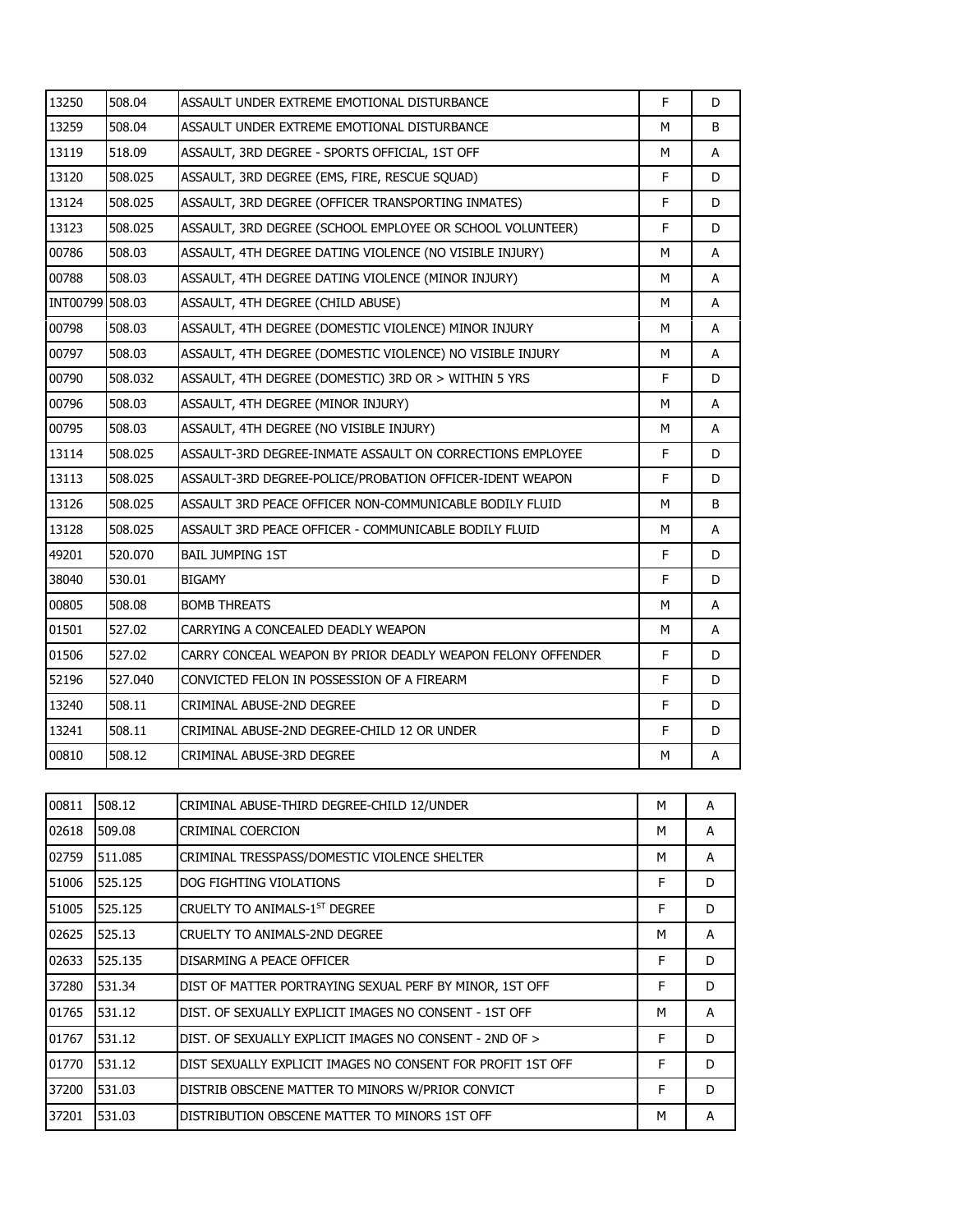| | | | | |
|---|---|---|---|---|
| 13250 | 508.04 | ASSAULT UNDER EXTREME EMOTIONAL DISTURBANCE | F | D |
| 13259 | 508.04 | ASSAULT UNDER EXTREME EMOTIONAL DISTURBANCE | M | B |
| 13119 | 518.09 | ASSAULT, 3RD DEGREE - SPORTS OFFICIAL, 1ST OFF | M | A |
| 13120 | 508.025 | ASSAULT, 3RD DEGREE (EMS, FIRE, RESCUE SQUAD) | F | D |
| 13124 | 508.025 | ASSAULT, 3RD DEGREE (OFFICER TRANSPORTING INMATES) | F | D |
| 13123 | 508.025 | ASSAULT, 3RD DEGREE (SCHOOL EMPLOYEE OR SCHOOL VOLUNTEER) | F | D |
| 00786 | 508.03 | ASSAULT, 4TH DEGREE DATING VIOLENCE (NO VISIBLE INJURY) | M | A |
| 00788 | 508.03 | ASSAULT, 4TH DEGREE DATING VIOLENCE (MINOR INJURY) | M | A |
| INT00799 | 508.03 | ASSAULT, 4TH DEGREE (CHILD ABUSE) | M | A |
| 00798 | 508.03 | ASSAULT, 4TH DEGREE (DOMESTIC VIOLENCE) MINOR INJURY | M | A |
| 00797 | 508.03 | ASSAULT, 4TH DEGREE (DOMESTIC VIOLENCE) NO VISIBLE INJURY | M | A |
| 00790 | 508.032 | ASSAULT, 4TH DEGREE (DOMESTIC) 3RD OR > WITHIN 5 YRS | F | D |
| 00796 | 508.03 | ASSAULT, 4TH DEGREE (MINOR INJURY) | M | A |
| 00795 | 508.03 | ASSAULT, 4TH DEGREE (NO VISIBLE INJURY) | M | A |
| 13114 | 508.025 | ASSAULT-3RD DEGREE-INMATE ASSAULT ON CORRECTIONS EMPLOYEE | F | D |
| 13113 | 508.025 | ASSAULT-3RD DEGREE-POLICE/PROBATION OFFICER-IDENT WEAPON | F | D |
| 13126 | 508.025 | ASSAULT 3RD PEACE OFFICER NON-COMMUNICABLE BODILY FLUID | M | B |
| 13128 | 508.025 | ASSAULT 3RD PEACE OFFICER - COMMUNICABLE BODILY FLUID | M | A |
| 49201 | 520.070 | BAIL JUMPING 1ST | F | D |
| 38040 | 530.01 | BIGAMY | F | D |
| 00805 | 508.08 | BOMB THREATS | M | A |
| 01501 | 527.02 | CARRYING A CONCEALED DEADLY WEAPON | M | A |
| 01506 | 527.02 | CARRY CONCEAL WEAPON BY PRIOR DEADLY WEAPON FELONY OFFENDER | F | D |
| 52196 | 527.040 | CONVICTED FELON IN POSSESSION OF A FIREARM | F | D |
| 13240 | 508.11 | CRIMINAL ABUSE-2ND DEGREE | F | D |
| 13241 | 508.11 | CRIMINAL ABUSE-2ND DEGREE-CHILD 12 OR UNDER | F | D |
| 00810 | 508.12 | CRIMINAL ABUSE-3RD DEGREE | M | A |
| 00811 | 508.12 | CRIMINAL ABUSE-THIRD DEGREE-CHILD 12/UNDER | M | A |
| 02618 | 509.08 | CRIMINAL COERCION | M | A |
| 02759 | 511.085 | CRIMINAL TRESSPASS/DOMESTIC VIOLENCE SHELTER | M | A |
| 51006 | 525.125 | DOG FIGHTING VIOLATIONS | F | D |
| 51005 | 525.125 | CRUELTY TO ANIMALS-1ST DEGREE | F | D |
| 02625 | 525.13 | CRUELTY TO ANIMALS-2ND DEGREE | M | A |
| 02633 | 525.135 | DISARMING A PEACE OFFICER | F | D |
| 37280 | 531.34 | DIST OF MATTER PORTRAYING SEXUAL PERF BY MINOR, 1ST OFF | F | D |
| 01765 | 531.12 | DIST. OF SEXUALLY EXPLICIT IMAGES NO CONSENT - 1ST OFF | M | A |
| 01767 | 531.12 | DIST. OF SEXUALLY EXPLICIT IMAGES NO CONSENT - 2ND OF > | F | D |
| 01770 | 531.12 | DIST SEXUALLY EXPLICIT IMAGES NO CONSENT FOR PROFIT 1ST OFF | F | D |
| 37200 | 531.03 | DISTRIB OBSCENE MATTER TO MINORS W/PRIOR CONVICT | F | D |
| 37201 | 531.03 | DISTRIBUTION OBSCENE MATTER TO MINORS 1ST OFF | M | A |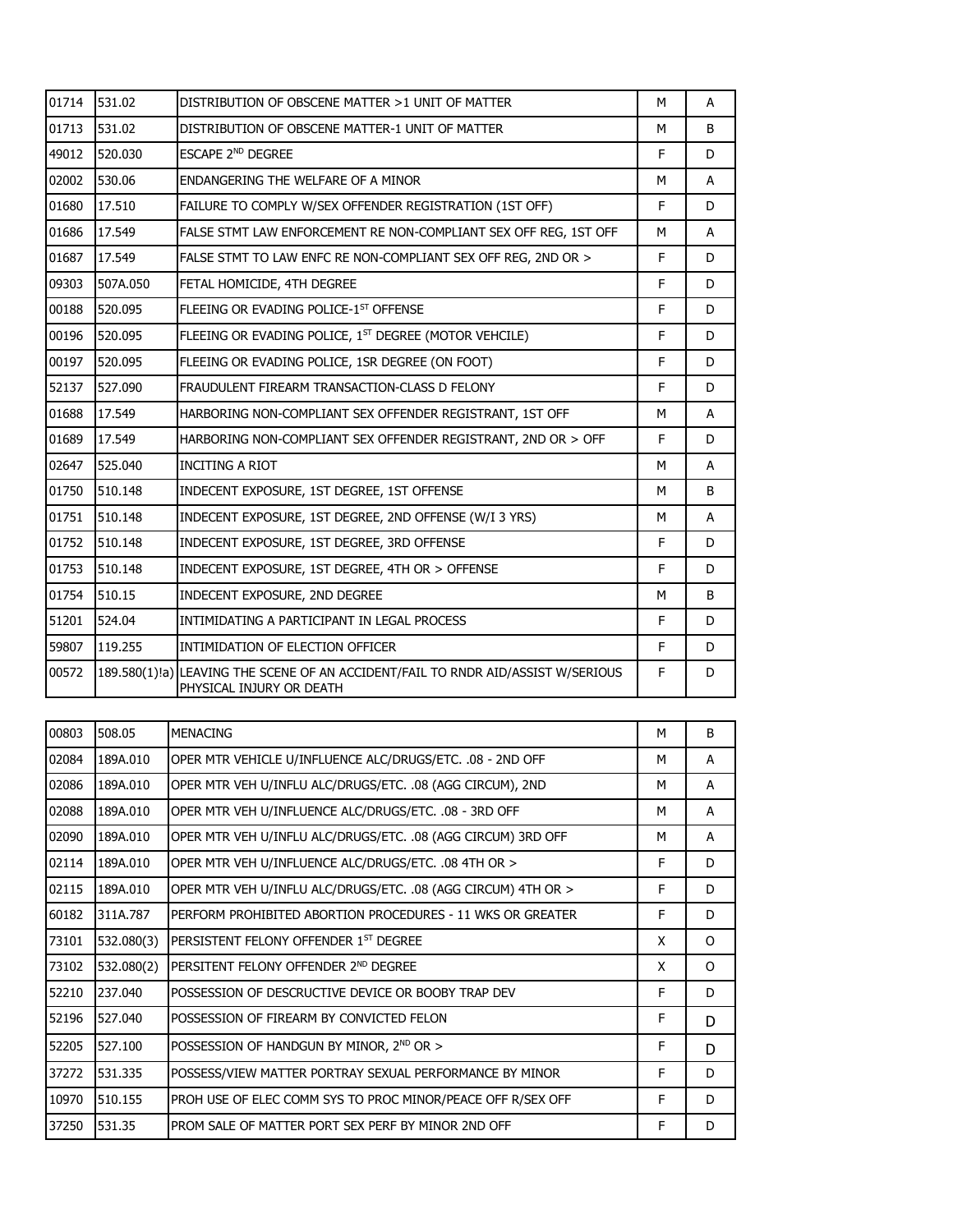| | | | | |
|---|---|---|---|---|
| 01714 | 531.02 | DISTRIBUTION OF OBSCENE MATTER >1 UNIT OF MATTER | M | A |
| 01713 | 531.02 | DISTRIBUTION OF OBSCENE MATTER-1 UNIT OF MATTER | M | B |
| 49012 | 520.030 | ESCAPE 2ND DEGREE | F | D |
| 02002 | 530.06 | ENDANGERING THE WELFARE OF A MINOR | M | A |
| 01680 | 17.510 | FAILURE TO COMPLY W/SEX OFFENDER REGISTRATION (1ST OFF) | F | D |
| 01686 | 17.549 | FALSE STMT LAW ENFORCEMENT RE NON-COMPLIANT SEX OFF REG, 1ST OFF | M | A |
| 01687 | 17.549 | FALSE STMT TO LAW ENFC RE NON-COMPLIANT SEX OFF REG, 2ND OR > | F | D |
| 09303 | 507A.050 | FETAL HOMICIDE, 4TH DEGREE | F | D |
| 00188 | 520.095 | FLEEING OR EVADING POLICE-1ST OFFENSE | F | D |
| 00196 | 520.095 | FLEEING OR EVADING POLICE, 1ST DEGREE (MOTOR VEHCILE) | F | D |
| 00197 | 520.095 | FLEEING OR EVADING POLICE, 1SR DEGREE (ON FOOT) | F | D |
| 52137 | 527.090 | FRAUDULENT FIREARM TRANSACTION-CLASS D FELONY | F | D |
| 01688 | 17.549 | HARBORING NON-COMPLIANT SEX OFFENDER REGISTRANT, 1ST OFF | M | A |
| 01689 | 17.549 | HARBORING NON-COMPLIANT SEX OFFENDER REGISTRANT, 2ND OR > OFF | F | D |
| 02647 | 525.040 | INCITING A RIOT | M | A |
| 01750 | 510.148 | INDECENT EXPOSURE, 1ST DEGREE, 1ST OFFENSE | M | B |
| 01751 | 510.148 | INDECENT EXPOSURE, 1ST DEGREE, 2ND OFFENSE (W/I 3 YRS) | M | A |
| 01752 | 510.148 | INDECENT EXPOSURE, 1ST DEGREE, 3RD OFFENSE | F | D |
| 01753 | 510.148 | INDECENT EXPOSURE, 1ST DEGREE, 4TH OR > OFFENSE | F | D |
| 01754 | 510.15 | INDECENT EXPOSURE, 2ND DEGREE | M | B |
| 51201 | 524.04 | INTIMIDATING A PARTICIPANT IN LEGAL PROCESS | F | D |
| 59807 | 119.255 | INTIMIDATION OF ELECTION OFFICER | F | D |
| 00572 | 189.580(1)!a) | LEAVING THE SCENE OF AN ACCIDENT/FAIL TO RNDR AID/ASSIST W/SERIOUS PHYSICAL INJURY OR DEATH | F | D |
| 00803 | 508.05 | MENACING | M | B |
| 02084 | 189A.010 | OPER MTR VEHICLE U/INFLUENCE ALC/DRUGS/ETC. .08 - 2ND OFF | M | A |
| 02086 | 189A.010 | OPER MTR VEH U/INFLU ALC/DRUGS/ETC. .08 (AGG CIRCUM), 2ND | M | A |
| 02088 | 189A.010 | OPER MTR VEH U/INFLUENCE ALC/DRUGS/ETC. .08 - 3RD OFF | M | A |
| 02090 | 189A.010 | OPER MTR VEH U/INFLU ALC/DRUGS/ETC. .08 (AGG CIRCUM) 3RD OFF | M | A |
| 02114 | 189A.010 | OPER MTR VEH U/INFLUENCE ALC/DRUGS/ETC. .08 4TH OR > | F | D |
| 02115 | 189A.010 | OPER MTR VEH U/INFLU ALC/DRUGS/ETC. .08 (AGG CIRCUM) 4TH OR > | F | D |
| 60182 | 311A.787 | PERFORM PROHIBITED ABORTION PROCEDURES - 11 WKS OR GREATER | F | D |
| 73101 | 532.080(3) | PERSISTENT FELONY OFFENDER 1ST DEGREE | X | O |
| 73102 | 532.080(2) | PERSITENT FELONY OFFENDER 2ND DEGREE | X | O |
| 52210 | 237.040 | POSSESSION OF DESCRUCTIVE DEVICE OR BOOBY TRAP DEV | F | D |
| 52196 | 527.040 | POSSESSION OF FIREARM BY CONVICTED FELON | F | D |
| 52205 | 527.100 | POSSESSION OF HANDGUN BY MINOR, 2ND OR > | F | D |
| 37272 | 531.335 | POSSESS/VIEW MATTER PORTRAY SEXUAL PERFORMANCE BY MINOR | F | D |
| 10970 | 510.155 | PROH USE OF ELEC COMM SYS TO PROC MINOR/PEACE OFF R/SEX OFF | F | D |
| 37250 | 531.35 | PROM SALE OF MATTER PORT SEX PERF BY MINOR 2ND OFF | F | D |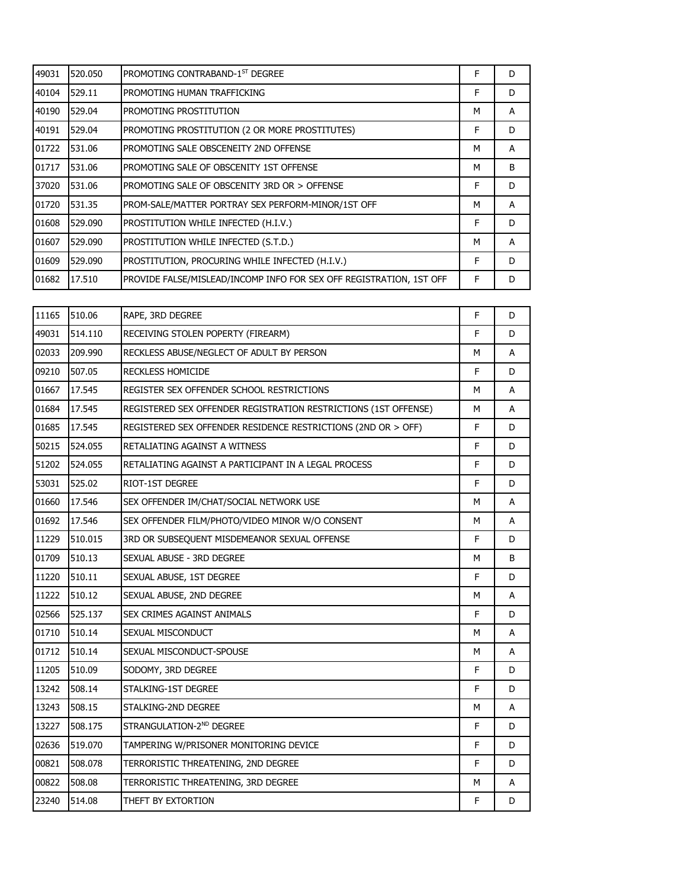| 49031 | 520.050 | PROMOTING CONTRABAND-1ST DEGREE | F | D |
|---|---|---|---|---|
| 40104 | 529.11 | PROMOTING HUMAN TRAFFICKING | F | D |
| 40190 | 529.04 | PROMOTING PROSTITUTION | M | A |
| 40191 | 529.04 | PROMOTING PROSTITUTION (2 OR MORE PROSTITUTES) | F | D |
| 01722 | 531.06 | PROMOTING SALE OBSCENEITY 2ND OFFENSE | M | A |
| 01717 | 531.06 | PROMOTING SALE OF OBSCENITY 1ST OFFENSE | M | B |
| 37020 | 531.06 | PROMOTING SALE OF OBSCENITY 3RD OR > OFFENSE | F | D |
| 01720 | 531.35 | PROM-SALE/MATTER PORTRAY SEX PERFORM-MINOR/1ST OFF | M | A |
| 01608 | 529.090 | PROSTITUTION WHILE INFECTED (H.I.V.) | F | D |
| 01607 | 529.090 | PROSTITUTION WHILE INFECTED (S.T.D.) | M | A |
| 01609 | 529.090 | PROSTITUTION, PROCURING WHILE INFECTED (H.I.V.) | F | D |
| 01682 | 17.510 | PROVIDE FALSE/MISLEAD/INCOMP INFO FOR SEX OFF REGISTRATION, 1ST OFF | F | D |

| 11165 | 510.06 | RAPE, 3RD DEGREE | F | D |
|---|---|---|---|---|
| 49031 | 514.110 | RECEIVING STOLEN POPERTY (FIREARM) | F | D |
| 02033 | 209.990 | RECKLESS ABUSE/NEGLECT OF ADULT BY PERSON | M | A |
| 09210 | 507.05 | RECKLESS HOMICIDE | F | D |
| 01667 | 17.545 | REGISTER SEX OFFENDER SCHOOL RESTRICTIONS | M | A |
| 01684 | 17.545 | REGISTERED SEX OFFENDER REGISTRATION RESTRICTIONS (1ST OFFENSE) | M | A |
| 01685 | 17.545 | REGISTERED SEX OFFENDER RESIDENCE RESTRICTIONS (2ND OR > OFF) | F | D |
| 50215 | 524.055 | RETALIATING AGAINST A WITNESS | F | D |
| 51202 | 524.055 | RETALIATING AGAINST A PARTICIPANT IN A LEGAL PROCESS | F | D |
| 53031 | 525.02 | RIOT-1ST DEGREE | F | D |
| 01660 | 17.546 | SEX OFFENDER IM/CHAT/SOCIAL NETWORK USE | M | A |
| 01692 | 17.546 | SEX OFFENDER FILM/PHOTO/VIDEO MINOR W/O CONSENT | M | A |
| 11229 | 510.015 | 3RD OR SUBSEQUENT MISDEMEANOR SEXUAL OFFENSE | F | D |
| 01709 | 510.13 | SEXUAL ABUSE - 3RD DEGREE | M | B |
| 11220 | 510.11 | SEXUAL ABUSE, 1ST DEGREE | F | D |
| 11222 | 510.12 | SEXUAL ABUSE, 2ND DEGREE | M | A |
| 02566 | 525.137 | SEX CRIMES AGAINST ANIMALS | F | D |
| 01710 | 510.14 | SEXUAL MISCONDUCT | M | A |
| 01712 | 510.14 | SEXUAL MISCONDUCT-SPOUSE | M | A |
| 11205 | 510.09 | SODOMY, 3RD DEGREE | F | D |
| 13242 | 508.14 | STALKING-1ST DEGREE | F | D |
| 13243 | 508.15 | STALKING-2ND DEGREE | M | A |
| 13227 | 508.175 | STRANGULATION-2ND DEGREE | F | D |
| 02636 | 519.070 | TAMPERING W/PRISONER MONITORING DEVICE | F | D |
| 00821 | 508.078 | TERRORISTIC THREATENING, 2ND DEGREE | F | D |
| 00822 | 508.08 | TERRORISTIC THREATENING, 3RD DEGREE | M | A |
| 23240 | 514.08 | THEFT BY EXTORTION | F | D |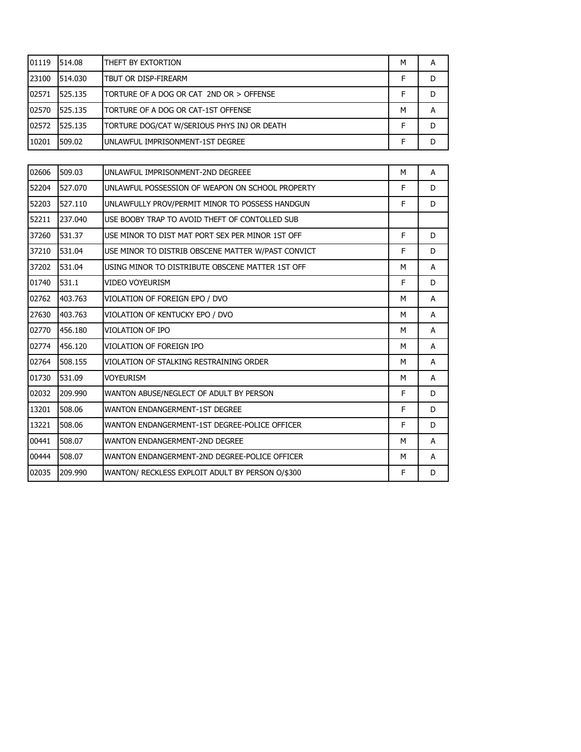| | | | | |
|---|---|---|---|---|
| 01119 | 514.08 | THEFT BY EXTORTION | M | A |
| 23100 | 514.030 | TBUT OR DISP-FIREARM | F | D |
| 02571 | 525.135 | TORTURE OF A DOG OR CAT 2ND OR > OFFENSE | F | D |
| 02570 | 525.135 | TORTURE OF A DOG OR CAT-1ST OFFENSE | M | A |
| 02572 | 525.135 | TORTURE DOG/CAT W/SERIOUS PHYS INJ OR DEATH | F | D |
| 10201 | 509.02 | UNLAWFUL IMPRISONMENT-1ST DEGREE | F | D |
| 02606 | 509.03 | UNLAWFUL IMPRISONMENT-2ND DEGREEE | M | A |
| 52204 | 527.070 | UNLAWFUL POSSESSION OF WEAPON ON SCHOOL PROPERTY | F | D |
| 52203 | 527.110 | UNLAWFULLY PROV/PERMIT MINOR TO POSSESS HANDGUN | F | D |
| 52211 | 237.040 | USE BOOBY TRAP TO AVOID THEFT OF CONTOLLED SUB | | |
| 37260 | 531.37 | USE MINOR TO DIST MAT PORT SEX PER MINOR 1ST OFF | F | D |
| 37210 | 531.04 | USE MINOR TO DISTRIB OBSCENE MATTER W/PAST CONVICT | F | D |
| 37202 | 531.04 | USING MINOR TO DISTRIBUTE OBSCENE MATTER 1ST OFF | M | A |
| 01740 | 531.1 | VIDEO VOYEURISM | F | D |
| 02762 | 403.763 | VIOLATION OF FOREIGN EPO / DVO | M | A |
| 27630 | 403.763 | VIOLATION OF KENTUCKY EPO / DVO | M | A |
| 02770 | 456.180 | VIOLATION OF IPO | M | A |
| 02774 | 456.120 | VIOLATION OF FOREIGN IPO | M | A |
| 02764 | 508.155 | VIOLATION OF STALKING RESTRAINING ORDER | M | A |
| 01730 | 531.09 | VOYEURISM | M | A |
| 02032 | 209.990 | WANTON ABUSE/NEGLECT OF ADULT BY PERSON | F | D |
| 13201 | 508.06 | WANTON ENDANGERMENT-1ST DEGREE | F | D |
| 13221 | 508.06 | WANTON ENDANGERMENT-1ST DEGREE-POLICE OFFICER | F | D |
| 00441 | 508.07 | WANTON ENDANGERMENT-2ND DEGREE | M | A |
| 00444 | 508.07 | WANTON ENDANGERMENT-2ND DEGREE-POLICE OFFICER | M | A |
| 02035 | 209.990 | WANTON/ RECKLESS EXPLOIT ADULT BY PERSON O/$300 | F | D |